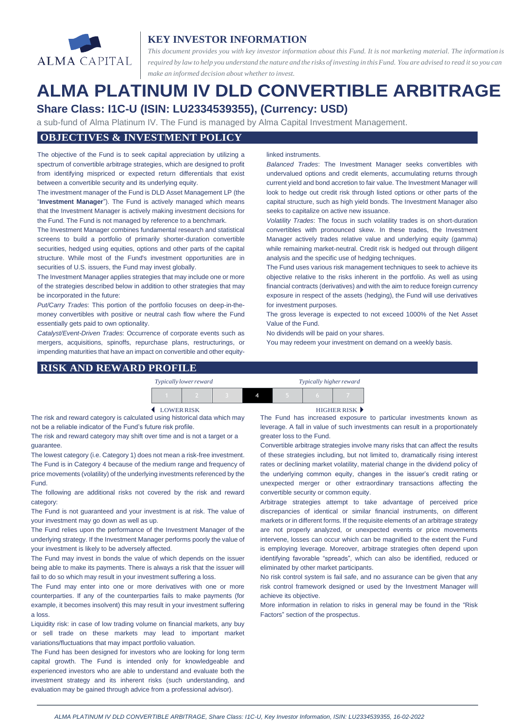ALMA CAPITAL

## KEY INVESTOR INFORMATION

*This document provides you with key investor information about this Fund. It is not marketing material. The information is required by law to help you understand the nature and the risks of investing in this Fund. You are advised to read it so you can make an informed decision about whether to invest.*

# ALMA PLATINUM IV DLD CONVERTIBLE ARBITRAGE

### Share Class: I1C-U (ISIN: LU2334539355), (Currency: USD)

a sub-fund of Alma Platinum IV. The Fund is managed by Alma Capital Investment Management.

## OBJECTIVES & INVESTMENT POLICY

The objective of the Fund is to seek capital appreciation by utilizing a spectrum of convertible arbitrage strategies, which are designed to profit from identifying mispriced or expected return differentials that exist between a convertible security and its underlying equity.

The investment manager of the Fund is DLD Asset Management LP (the "**Investment Manager**"). The Fund is actively managed which means that the Investment Manager is actively making investment decisions for the Fund. The Fund is not managed by reference to a benchmark.

The Investment Manager combines fundamental research and statistical screens to build a portfolio of primarily shorter-duration convertible securities, hedged using equities, options and other parts of the capital structure. While most of the Fund's investment opportunities are in securities of U.S. issuers, the Fund may invest globally.

The Investment Manager applies strategies that may include one or more of the strategies described below in addition to other strategies that may be incorporated in the future:

*Put/Carry Trades*: This portion of the portfolio focuses on deep-in-the-money convertibles with positive or neutral cash flow where the Fund essentially gets paid to own optionality.

*Catalyst/Event-Driven Trades*: Occurrence of corporate events such as mergers, acquisitions, spinoffs, repurchase plans, restructurings, or impending maturities that have an impact on convertible and other equity-linked instruments.

*Balanced Trades*: The Investment Manager seeks convertibles with undervalued options and credit elements, accumulating returns through current yield and bond accretion to fair value. The Investment Manager will look to hedge out credit risk through listed options or other parts of the capital structure, such as high yield bonds. The Investment Manager also seeks to capitalize on active new issuance.

*Volatility Trades*: The focus in such volatility trades is on short-duration convertibles with pronounced skew. In these trades, the Investment Manager actively trades relative value and underlying equity (gamma) while remaining market-neutral. Credit risk is hedged out through diligent analysis and the specific use of hedging techniques.

The Fund uses various risk management techniques to seek to achieve its objective relative to the risks inherent in the portfolio. As well as using financial contracts (derivatives) and with the aim to reduce foreign currency exposure in respect of the assets (hedging), the Fund will use derivatives for investment purposes.

The gross leverage is expected to not exceed 1000% of the Net Asset Value of the Fund.

No dividends will be paid on your shares.

You may redeem your investment on demand on a weekly basis.

## RISK AND REWARD PROFILE

*Typically lower reward* — *Typically higher reward*

| 1 | 2 | 3 | **4** | 5 | 6 | 7 |
|---|---|---|---|---|---|---|

LOWER RISK — HIGHER RISK

The risk and reward category is calculated using historical data which may not be a reliable indicator of the Fund's future risk profile.

The risk and reward category may shift over time and is not a target or a guarantee.

The lowest category (i.e. Category 1) does not mean a risk-free investment.

The Fund is in Category 4 because of the medium range and frequency of price movements (volatility) of the underlying investments referenced by the Fund.

The following are additional risks not covered by the risk and reward category:

The Fund is not guaranteed and your investment is at risk. The value of your investment may go down as well as up.

The Fund relies upon the performance of the Investment Manager of the underlying strategy. If the Investment Manager performs poorly the value of your investment is likely to be adversely affected.

The Fund may invest in bonds the value of which depends on the issuer being able to make its payments. There is always a risk that the issuer will fail to do so which may result in your investment suffering a loss.

The Fund may enter into one or more derivatives with one or more counterparties. If any of the counterparties fails to make payments (for example, it becomes insolvent) this may result in your investment suffering a loss.

Liquidity risk: in case of low trading volume on financial markets, any buy or sell trade on these markets may lead to important market variations/fluctuations that may impact portfolio valuation.

The Fund has been designed for investors who are looking for long term capital growth. The Fund is intended only for knowledgeable and experienced investors who are able to understand and evaluate both the investment strategy and its inherent risks (such understanding, and evaluation may be gained through advice from a professional advisor).

The Fund has increased exposure to particular investments known as leverage. A fall in value of such investments can result in a proportionately greater loss to the Fund.

Convertible arbitrage strategies involve many risks that can affect the results of these strategies including, but not limited to, dramatically rising interest rates or declining market volatility, material change in the dividend policy of the underlying common equity, changes in the issuer's credit rating or unexpected merger or other extraordinary transactions affecting the convertible security or common equity.

Arbitrage strategies attempt to take advantage of perceived price discrepancies of identical or similar financial instruments, on different markets or in different forms. If the requisite elements of an arbitrage strategy are not properly analyzed, or unexpected events or price movements intervene, losses can occur which can be magnified to the extent the Fund is employing leverage. Moreover, arbitrage strategies often depend upon identifying favorable "spreads", which can also be identified, reduced or eliminated by other market participants.

No risk control system is fail safe, and no assurance can be given that any risk control framework designed or used by the Investment Manager will achieve its objective.

More information in relation to risks in general may be found in the "Risk Factors" section of the prospectus.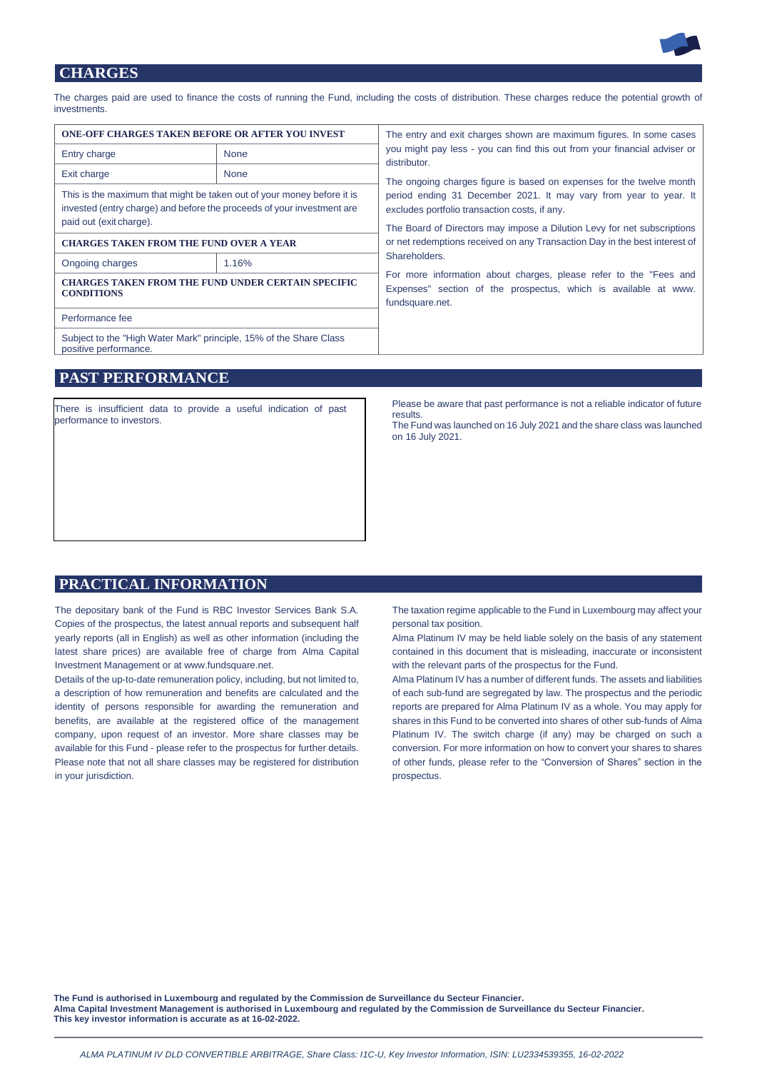## CHARGES

The charges paid are used to finance the costs of running the Fund, including the costs of distribution. These charges reduce the potential growth of investments.

| ONE-OFF CHARGES TAKEN BEFORE OR AFTER YOU INVEST | |
|---|---|
| Entry charge | None |
| Exit charge | None |
| This is the maximum that might be taken out of your money before it is invested (entry charge) and before the proceeds of your investment are paid out (exit charge). | |
| **CHARGES TAKEN FROM THE FUND OVER A YEAR** | |
| Ongoing charges | 1.16% |
| **CHARGES TAKEN FROM THE FUND UNDER CERTAIN SPECIFIC CONDITIONS** | |
| Performance fee | |
| Subject to the "High Water Mark" principle, 15% of the Share Class positive performance. | |

The entry and exit charges shown are maximum figures. In some cases you might pay less - you can find this out from your financial adviser or distributor.

The ongoing charges figure is based on expenses for the twelve month period ending 31 December 2021. It may vary from year to year. It excludes portfolio transaction costs, if any.

The Board of Directors may impose a Dilution Levy for net subscriptions or net redemptions received on any Transaction Day in the best interest of Shareholders.

For more information about charges, please refer to the "Fees and Expenses" section of the prospectus, which is available at www. fundsquare.net.

## PAST PERFORMANCE

There is insufficient data to provide a useful indication of past performance to investors.

Please be aware that past performance is not a reliable indicator of future results.

The Fund was launched on 16 July 2021 and the share class was launched on 16 July 2021.

## PRACTICAL INFORMATION

The depositary bank of the Fund is RBC Investor Services Bank S.A. Copies of the prospectus, the latest annual reports and subsequent half yearly reports (all in English) as well as other information (including the latest share prices) are available free of charge from Alma Capital Investment Management or at www.fundsquare.net.

Details of the up-to-date remuneration policy, including, but not limited to, a description of how remuneration and benefits are calculated and the identity of persons responsible for awarding the remuneration and benefits, are available at the registered office of the management company, upon request of an investor. More share classes may be available for this Fund - please refer to the prospectus for further details. Please note that not all share classes may be registered for distribution in your jurisdiction.

The taxation regime applicable to the Fund in Luxembourg may affect your personal tax position.

Alma Platinum IV may be held liable solely on the basis of any statement contained in this document that is misleading, inaccurate or inconsistent with the relevant parts of the prospectus for the Fund.

Alma Platinum IV has a number of different funds. The assets and liabilities of each sub-fund are segregated by law. The prospectus and the periodic reports are prepared for Alma Platinum IV as a whole. You may apply for shares in this Fund to be converted into shares of other sub-funds of Alma Platinum IV. The switch charge (if any) may be charged on such a conversion. For more information on how to convert your shares to shares of other funds, please refer to the "Conversion of Shares" section in the prospectus.

**The Fund is authorised in Luxembourg and regulated by the Commission de Surveillance du Secteur Financier.**
**Alma Capital Investment Management is authorised in Luxembourg and regulated by the Commission de Surveillance du Secteur Financier.**
**This key investor information is accurate as at 16-02-2022.**